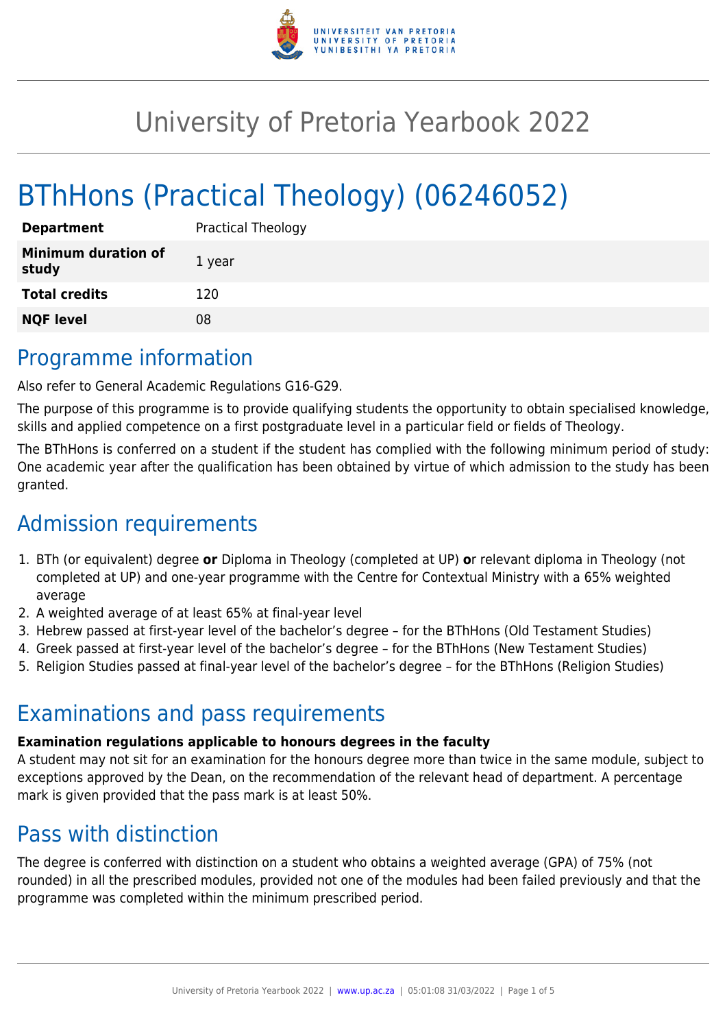# University of Pretoria Yearbook 2022

# BThHons (Practical Theology) (06246052)

| **Department** | Practical Theology |
|---|---|
| **Minimum duration of study** | 1 year |
| **Total credits** | 120 |
| **NQF level** | 08 |

## Programme information

Also refer to General Academic Regulations G16-G29.

The purpose of this programme is to provide qualifying students the opportunity to obtain specialised knowledge, skills and applied competence on a first postgraduate level in a particular field or fields of Theology.

The BThHons is conferred on a student if the student has complied with the following minimum period of study: One academic year after the qualification has been obtained by virtue of which admission to the study has been granted.

## Admission requirements

1. BTh (or equivalent) degree **or** Diploma in Theology (completed at UP) **o**r relevant diploma in Theology (not completed at UP) and one-year programme with the Centre for Contextual Ministry with a 65% weighted average
2. A weighted average of at least 65% at final-year level
3. Hebrew passed at first-year level of the bachelor's degree – for the BThHons (Old Testament Studies)
4. Greek passed at first-year level of the bachelor's degree – for the BThHons (New Testament Studies)
5. Religion Studies passed at final-year level of the bachelor's degree – for the BThHons (Religion Studies)

## Examinations and pass requirements

**Examination regulations applicable to honours degrees in the faculty**

A student may not sit for an examination for the honours degree more than twice in the same module, subject to exceptions approved by the Dean, on the recommendation of the relevant head of department. A percentage mark is given provided that the pass mark is at least 50%.

## Pass with distinction

The degree is conferred with distinction on a student who obtains a weighted average (GPA) of 75% (not rounded) in all the prescribed modules, provided not one of the modules had been failed previously and that the programme was completed within the minimum prescribed period.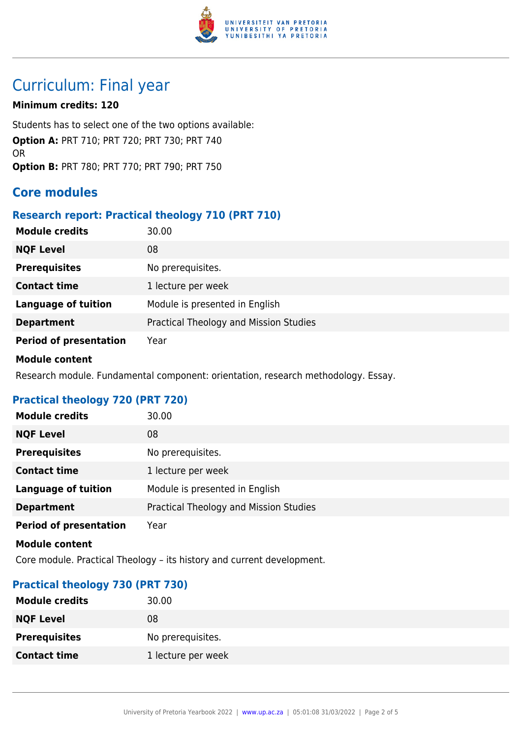# Curriculum: Final year

**Minimum credits: 120**

Students has to select one of the two options available:

**Option A:** PRT 710; PRT 720; PRT 730; PRT 740
OR
**Option B:** PRT 780; PRT 770; PRT 790; PRT 750

## Core modules

### Research report: Practical theology 710 (PRT 710)

| | |
|---|---|
| **Module credits** | 30.00 |
| **NQF Level** | 08 |
| **Prerequisites** | No prerequisites. |
| **Contact time** | 1 lecture per week |
| **Language of tuition** | Module is presented in English |
| **Department** | Practical Theology and Mission Studies |
| **Period of presentation** | Year |

**Module content**

Research module. Fundamental component: orientation, research methodology. Essay.

### Practical theology 720 (PRT 720)

| | |
|---|---|
| **Module credits** | 30.00 |
| **NQF Level** | 08 |
| **Prerequisites** | No prerequisites. |
| **Contact time** | 1 lecture per week |
| **Language of tuition** | Module is presented in English |
| **Department** | Practical Theology and Mission Studies |
| **Period of presentation** | Year |

**Module content**

Core module. Practical Theology – its history and current development.

### Practical theology 730 (PRT 730)

| | |
|---|---|
| **Module credits** | 30.00 |
| **NQF Level** | 08 |
| **Prerequisites** | No prerequisites. |
| **Contact time** | 1 lecture per week |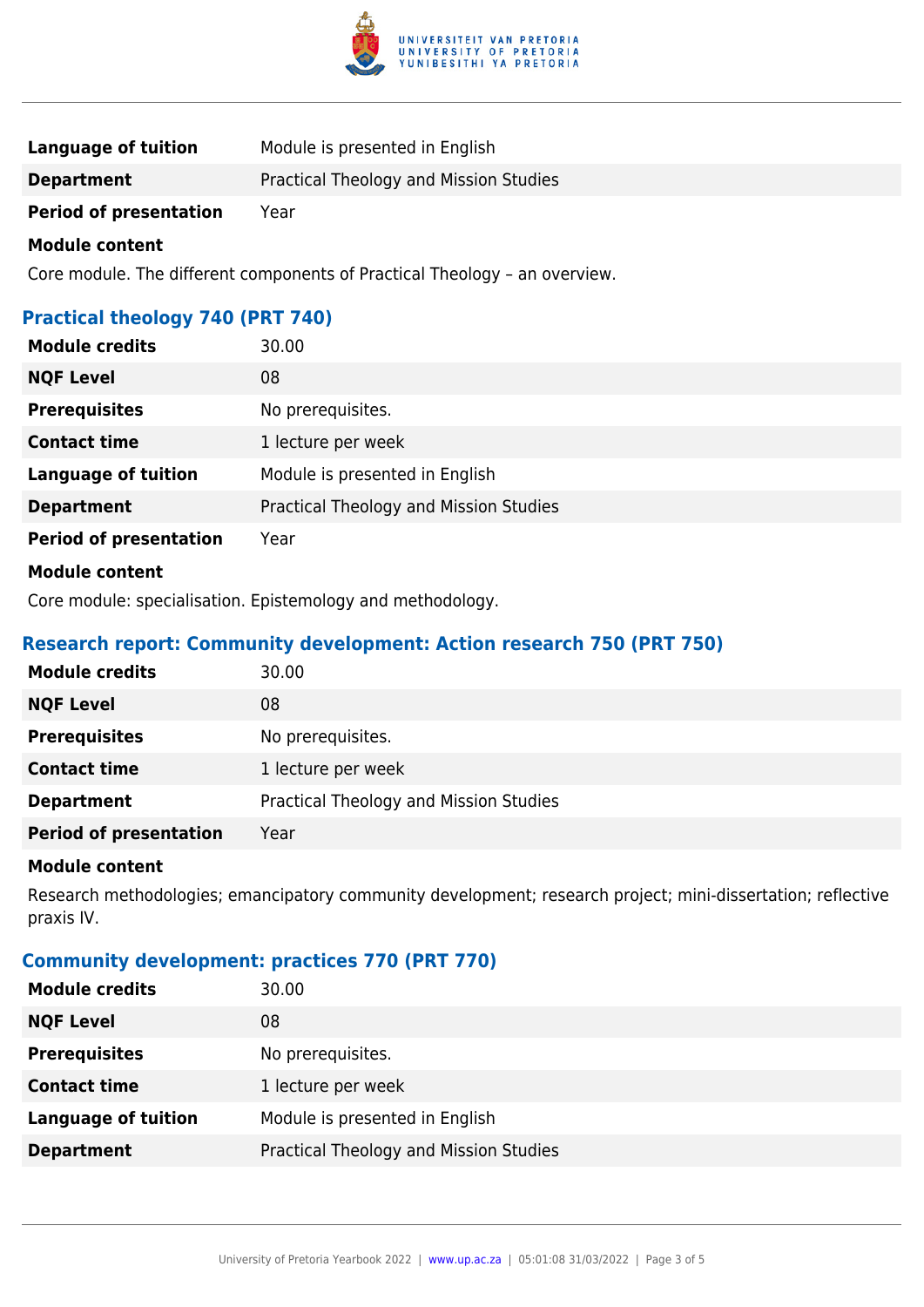| | |
|---|---|
| **Language of tuition** | Module is presented in English |
| **Department** | Practical Theology and Mission Studies |
| **Period of presentation** | Year |

**Module content**

Core module. The different components of Practical Theology – an overview.

### Practical theology 740 (PRT 740)

| | |
|---|---|
| **Module credits** | 30.00 |
| **NQF Level** | 08 |
| **Prerequisites** | No prerequisites. |
| **Contact time** | 1 lecture per week |
| **Language of tuition** | Module is presented in English |
| **Department** | Practical Theology and Mission Studies |
| **Period of presentation** | Year |

**Module content**

Core module: specialisation. Epistemology and methodology.

### Research report: Community development: Action research 750 (PRT 750)

| | |
|---|---|
| **Module credits** | 30.00 |
| **NQF Level** | 08 |
| **Prerequisites** | No prerequisites. |
| **Contact time** | 1 lecture per week |
| **Department** | Practical Theology and Mission Studies |
| **Period of presentation** | Year |

**Module content**

Research methodologies; emancipatory community development; research project; mini-dissertation; reflective praxis IV.

### Community development: practices 770 (PRT 770)

| | |
|---|---|
| **Module credits** | 30.00 |
| **NQF Level** | 08 |
| **Prerequisites** | No prerequisites. |
| **Contact time** | 1 lecture per week |
| **Language of tuition** | Module is presented in English |
| **Department** | Practical Theology and Mission Studies |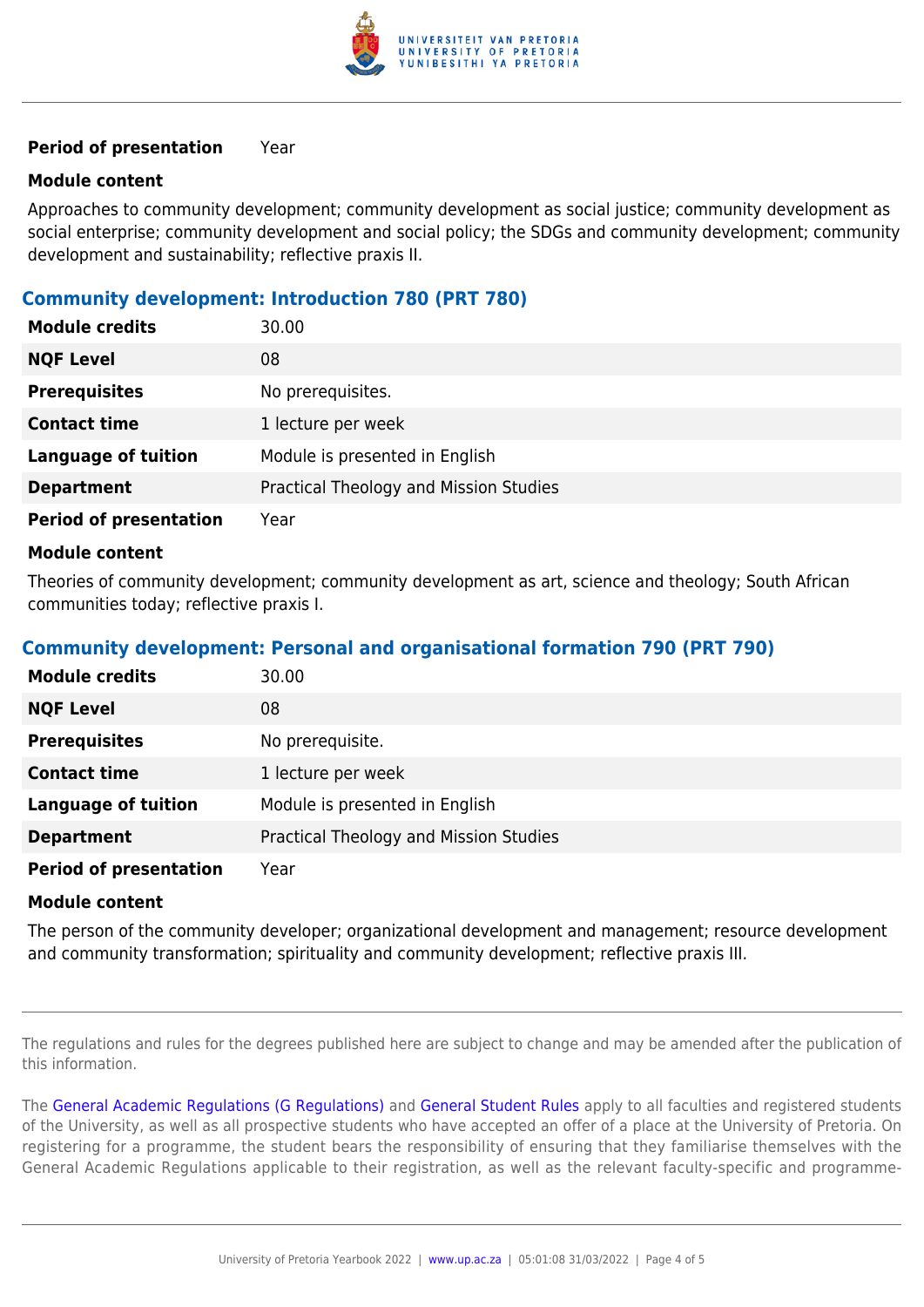| | |
|---|---|
| **Period of presentation** | Year |

**Module content**

Approaches to community development; community development as social justice; community development as social enterprise; community development and social policy; the SDGs and community development; community development and sustainability; reflective praxis II.

### Community development: Introduction 780 (PRT 780)

| | |
|---|---|
| **Module credits** | 30.00 |
| **NQF Level** | 08 |
| **Prerequisites** | No prerequisites. |
| **Contact time** | 1 lecture per week |
| **Language of tuition** | Module is presented in English |
| **Department** | Practical Theology and Mission Studies |
| **Period of presentation** | Year |

**Module content**

Theories of community development; community development as art, science and theology; South African communities today; reflective praxis I.

### Community development: Personal and organisational formation 790 (PRT 790)

| | |
|---|---|
| **Module credits** | 30.00 |
| **NQF Level** | 08 |
| **Prerequisites** | No prerequisite. |
| **Contact time** | 1 lecture per week |
| **Language of tuition** | Module is presented in English |
| **Department** | Practical Theology and Mission Studies |
| **Period of presentation** | Year |

**Module content**

The person of the community developer; organizational development and management; resource development and community transformation; spirituality and community development; reflective praxis III.

---

The regulations and rules for the degrees published here are subject to change and may be amended after the publication of this information.

The General Academic Regulations (G Regulations) and General Student Rules apply to all faculties and registered students of the University, as well as all prospective students who have accepted an offer of a place at the University of Pretoria. On registering for a programme, the student bears the responsibility of ensuring that they familiarise themselves with the General Academic Regulations applicable to their registration, as well as the relevant faculty-specific and programme-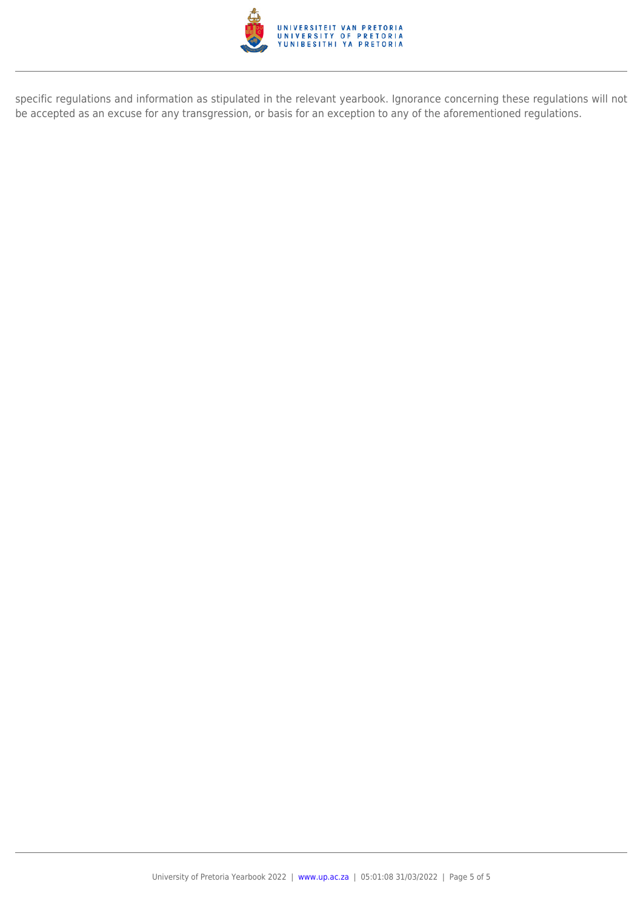specific regulations and information as stipulated in the relevant yearbook. Ignorance concerning these regulations will not be accepted as an excuse for any transgression, or basis for an exception to any of the aforementioned regulations.